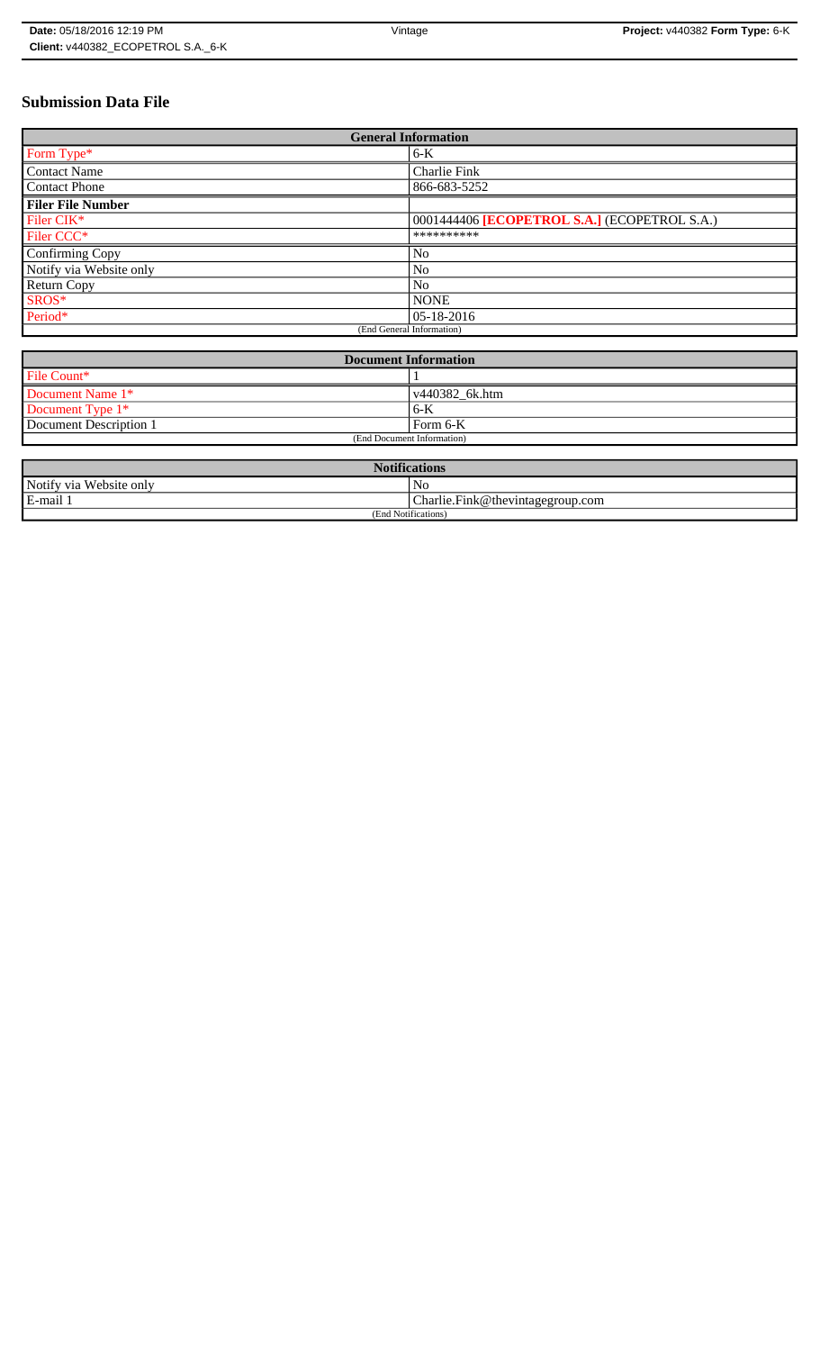# Submission Data File

| General Information | |
|---|---|
| Form Type* | 6-K |
| Contact Name | Charlie Fink |
| Contact Phone | 866-683-5252 |
| **Filer File Number** | |
| Filer CIK* | 0001444406 **[ECOPETROL S.A.]** (ECOPETROL S.A.) |
| Filer CCC* | ********** |
| Confirming Copy | No |
| Notify via Website only | No |
| Return Copy | No |
| SROS* | NONE |
| Period* | 05-18-2016 |
| (End General Information) | |

| Document Information | |
|---|---|
| File Count* | 1 |
| Document Name 1* | v440382_6k.htm |
| Document Type 1* | 6-K |
| Document Description 1 | Form 6-K |
| (End Document Information) | |

| Notifications | |
|---|---|
| Notify via Website only | No |
| E-mail 1 | Charlie.Fink@thevintagegroup.com |
| (End Notifications) | |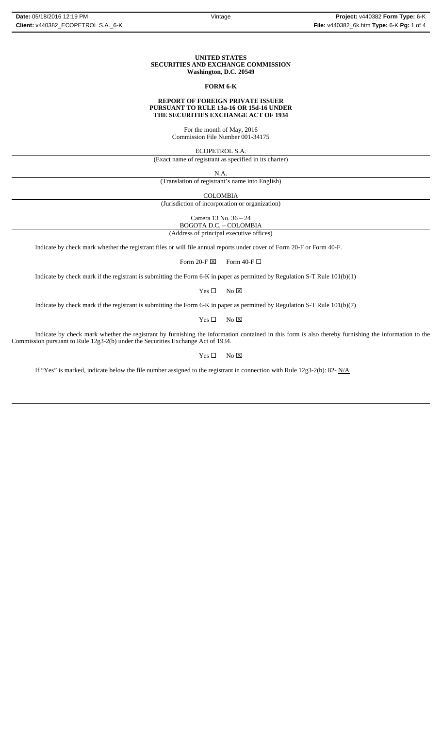**UNITED STATES**
**SECURITIES AND EXCHANGE COMMISSION**
**Washington, D.C. 20549**

**FORM 6-K**

**REPORT OF FOREIGN PRIVATE ISSUER**
**PURSUANT TO RULE 13a-16 OR 15d-16 UNDER**
**THE SECURITIES EXCHANGE ACT OF 1934**

For the month of May, 2016
Commission File Number 001-34175

ECOPETROL S.A.
(Exact name of registrant as specified in its charter)

N.A.
(Translation of registrant's name into English)

COLOMBIA
(Jurisdiction of incorporation or organization)

Carrera 13 No. 36 – 24
BOGOTA D.C. – COLOMBIA
(Address of principal executive offices)

Indicate by check mark whether the registrant files or will file annual reports under cover of Form 20-F or Form 40-F.

Form 20-F ☒ Form 40-F ☐

Indicate by check mark if the registrant is submitting the Form 6-K in paper as permitted by Regulation S-T Rule 101(b)(1)

Yes ☐ No ☒

Indicate by check mark if the registrant is submitting the Form 6-K in paper as permitted by Regulation S-T Rule 101(b)(7)

Yes ☐ No ☒

Indicate by check mark whether the registrant by furnishing the information contained in this form is also thereby furnishing the information to the Commission pursuant to Rule 12g3-2(b) under the Securities Exchange Act of 1934.

Yes ☐ No ☒

If "Yes" is marked, indicate below the file number assigned to the registrant in connection with Rule 12g3-2(b): 82- N/A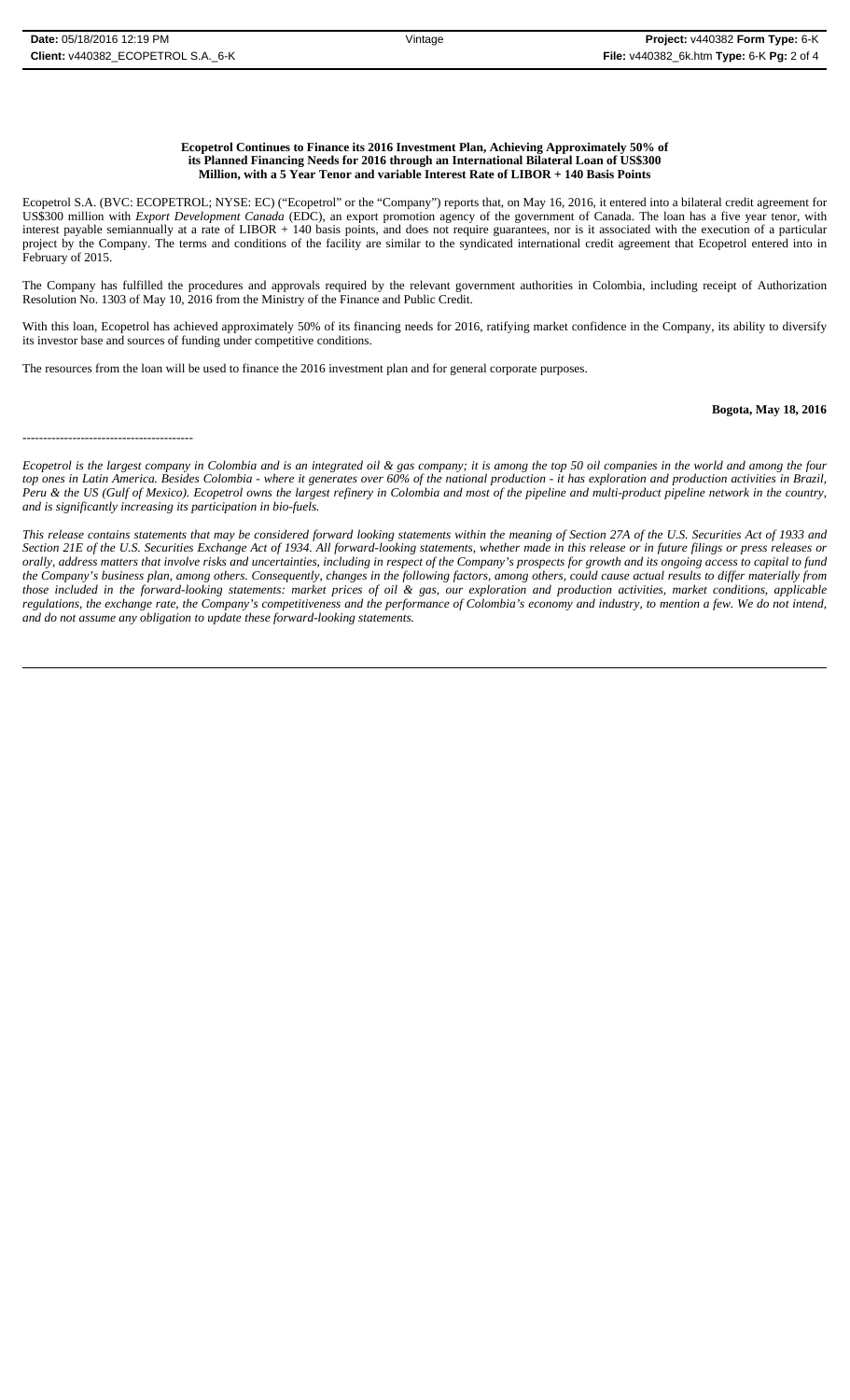**Ecopetrol Continues to Finance its 2016 Investment Plan, Achieving Approximately 50% of its Planned Financing Needs for 2016 through an International Bilateral Loan of US$300 Million, with a 5 Year Tenor and variable Interest Rate of LIBOR + 140 Basis Points**

Ecopetrol S.A. (BVC: ECOPETROL; NYSE: EC) ("Ecopetrol" or the "Company") reports that, on May 16, 2016, it entered into a bilateral credit agreement for US$300 million with *Export Development Canada* (EDC), an export promotion agency of the government of Canada. The loan has a five year tenor, with interest payable semiannually at a rate of LIBOR + 140 basis points, and does not require guarantees, nor is it associated with the execution of a particular project by the Company. The terms and conditions of the facility are similar to the syndicated international credit agreement that Ecopetrol entered into in February of 2015.

The Company has fulfilled the procedures and approvals required by the relevant government authorities in Colombia, including receipt of Authorization Resolution No. 1303 of May 10, 2016 from the Ministry of the Finance and Public Credit.

With this loan, Ecopetrol has achieved approximately 50% of its financing needs for 2016, ratifying market confidence in the Company, its ability to diversify its investor base and sources of funding under competitive conditions.

The resources from the loan will be used to finance the 2016 investment plan and for general corporate purposes.

**Bogota, May 18, 2016**

-----------------------------------------

*Ecopetrol is the largest company in Colombia and is an integrated oil & gas company; it is among the top 50 oil companies in the world and among the four top ones in Latin America. Besides Colombia - where it generates over 60% of the national production - it has exploration and production activities in Brazil, Peru & the US (Gulf of Mexico). Ecopetrol owns the largest refinery in Colombia and most of the pipeline and multi-product pipeline network in the country, and is significantly increasing its participation in bio-fuels.*

*This release contains statements that may be considered forward looking statements within the meaning of Section 27A of the U.S. Securities Act of 1933 and Section 21E of the U.S. Securities Exchange Act of 1934. All forward-looking statements, whether made in this release or in future filings or press releases or orally, address matters that involve risks and uncertainties, including in respect of the Company's prospects for growth and its ongoing access to capital to fund the Company's business plan, among others. Consequently, changes in the following factors, among others, could cause actual results to differ materially from those included in the forward-looking statements: market prices of oil & gas, our exploration and production activities, market conditions, applicable regulations, the exchange rate, the Company's competitiveness and the performance of Colombia's economy and industry, to mention a few. We do not intend, and do not assume any obligation to update these forward-looking statements.*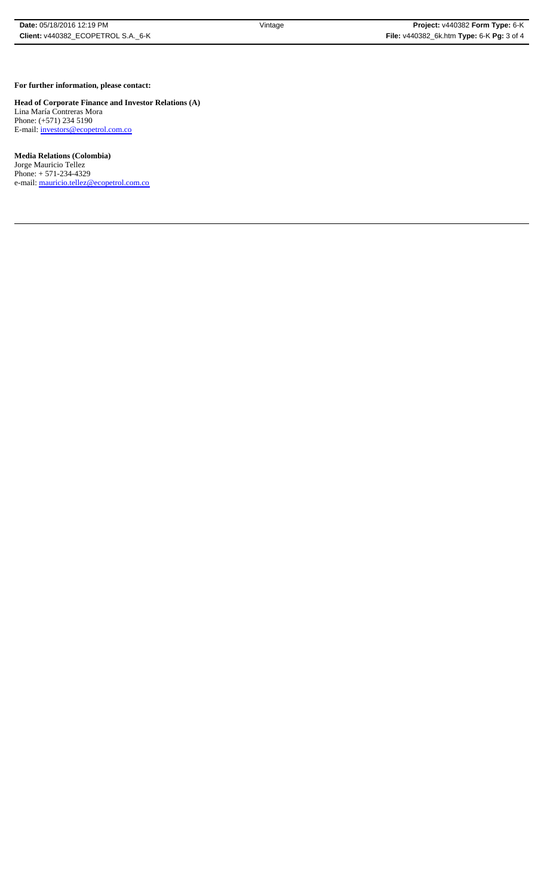**For further information, please contact:**

**Head of Corporate Finance and Investor Relations (A)**
Lina María Contreras Mora
Phone: (+571) 234 5190
E-mail: investors@ecopetrol.com.co

**Media Relations (Colombia)**
Jorge Mauricio Tellez
Phone: + 571-234-4329
e-mail: mauricio.tellez@ecopetrol.com.co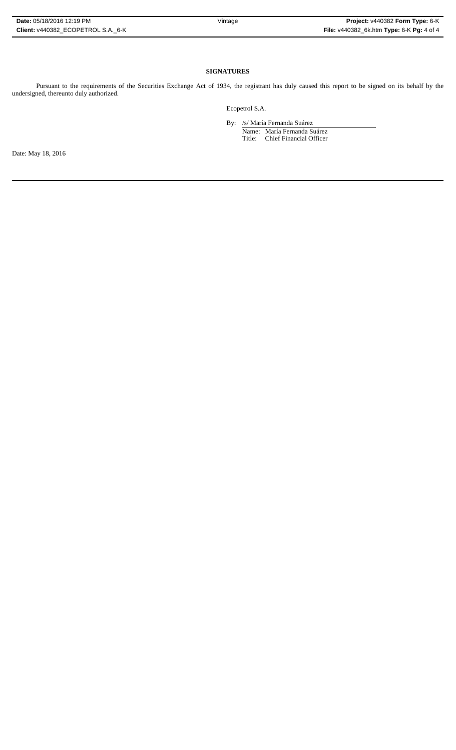**SIGNATURES**

Pursuant to the requirements of the Securities Exchange Act of 1934, the registrant has duly caused this report to be signed on its behalf by the undersigned, thereunto duly authorized.

Ecopetrol S.A.

By: /s/ María Fernanda Suárez

Name: María Fernanda Suárez

Title: Chief Financial Officer

Date: May 18, 2016